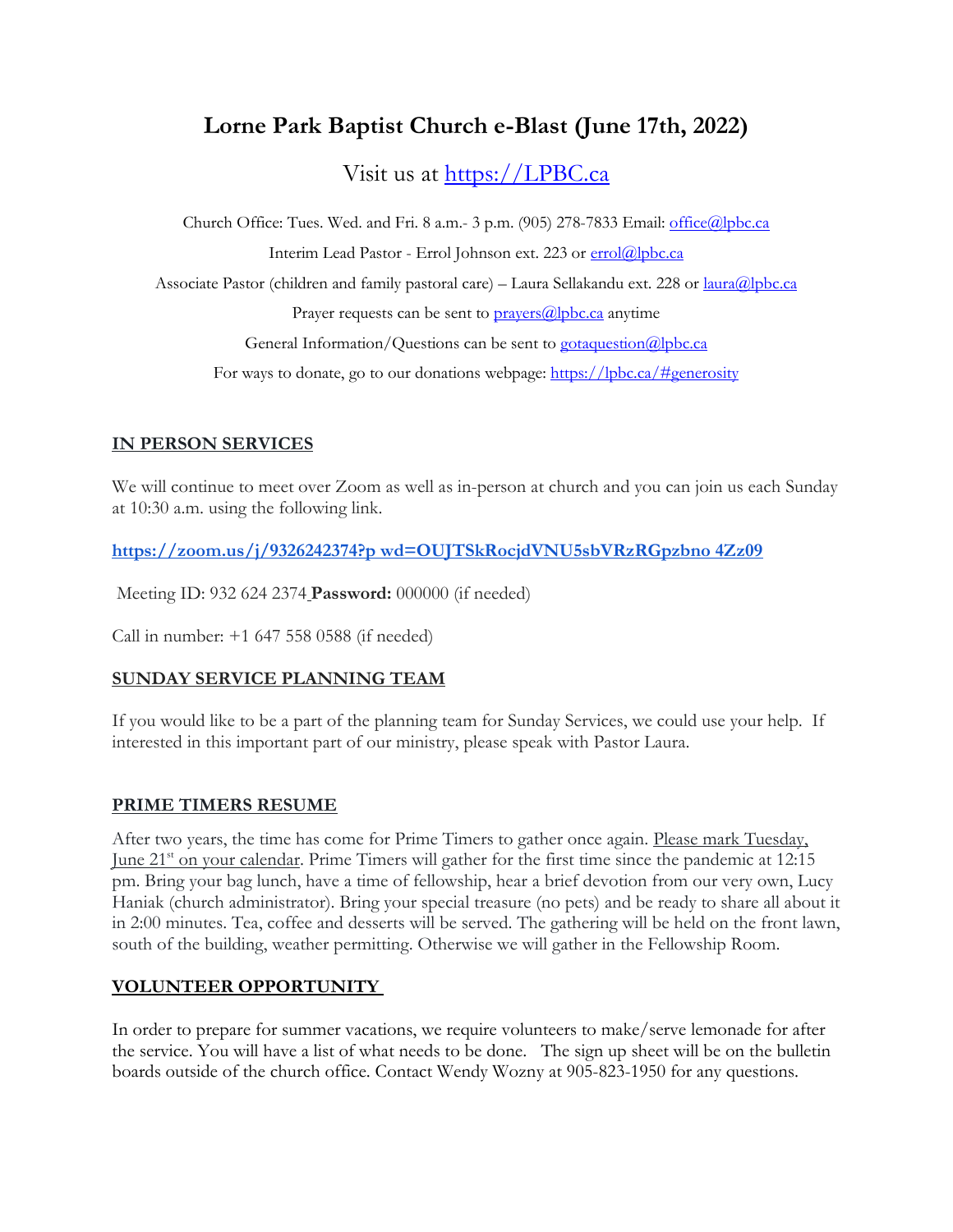# Lorne Park Baptist Church e-Blast (June 17th, 2022)

Visit us at https://LPBC.ca

Church Office: Tues. Wed. and Fri. 8 a.m.- 3 p.m. (905) 278-7833 Email: office@lpbc.ca

Interim Lead Pastor - Errol Johnson ext. 223 or errol@lpbc.ca

Associate Pastor (children and family pastoral care) – Laura Sellakandu ext. 228 or laura@lpbc.ca

Prayer requests can be sent to prayers@lpbc.ca anytime

General Information/Questions can be sent to gotaquestion@lpbc.ca

For ways to donate, go to our donations webpage: https://lpbc.ca/#generosity

## IN PERSON SERVICES

We will continue to meet over Zoom as well as in-person at church and you can join us each Sunday at 10:30 a.m. using the following link.

**https://zoom.us/j/9326242374?p wd=OUJTSkRocjdVNU5sbVRzRGpzbno 4Zz09**

Meeting ID: 932 624 2374 **Password:** 000000 (if needed)

Call in number: +1 647 558 0588 (if needed)

## SUNDAY SERVICE PLANNING TEAM

If you would like to be a part of the planning team for Sunday Services, we could use your help. If interested in this important part of our ministry, please speak with Pastor Laura.

## PRIME TIMERS RESUME

After two years, the time has come for Prime Timers to gather once again. Please mark Tuesday, June 21st on your calendar. Prime Timers will gather for the first time since the pandemic at 12:15 pm. Bring your bag lunch, have a time of fellowship, hear a brief devotion from our very own, Lucy Haniak (church administrator). Bring your special treasure (no pets) and be ready to share all about it in 2:00 minutes. Tea, coffee and desserts will be served. The gathering will be held on the front lawn, south of the building, weather permitting. Otherwise we will gather in the Fellowship Room.

## VOLUNTEER OPPORTUNITY

In order to prepare for summer vacations, we require volunteers to make/serve lemonade for after the service. You will have a list of what needs to be done. The sign up sheet will be on the bulletin boards outside of the church office. Contact Wendy Wozny at 905-823-1950 for any questions.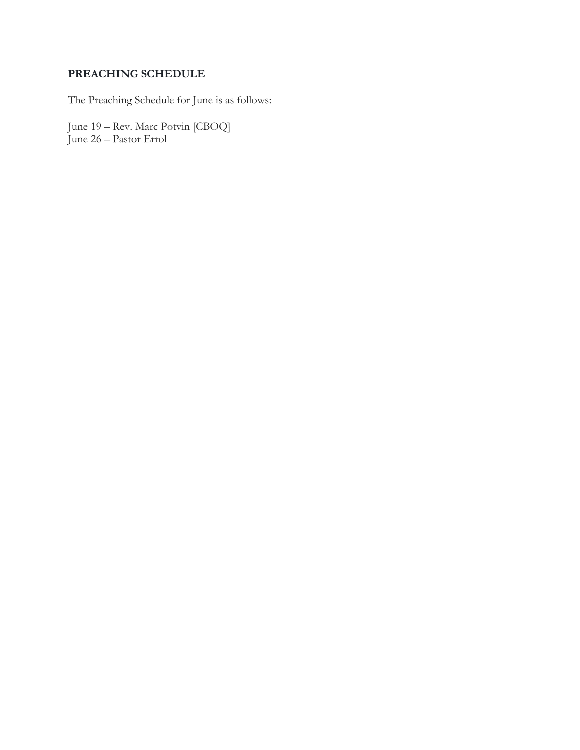**PREACHING SCHEDULE**

The Preaching Schedule for June is as follows:

June 19 – Rev. Marc Potvin [CBOQ]
June 26 – Pastor Errol